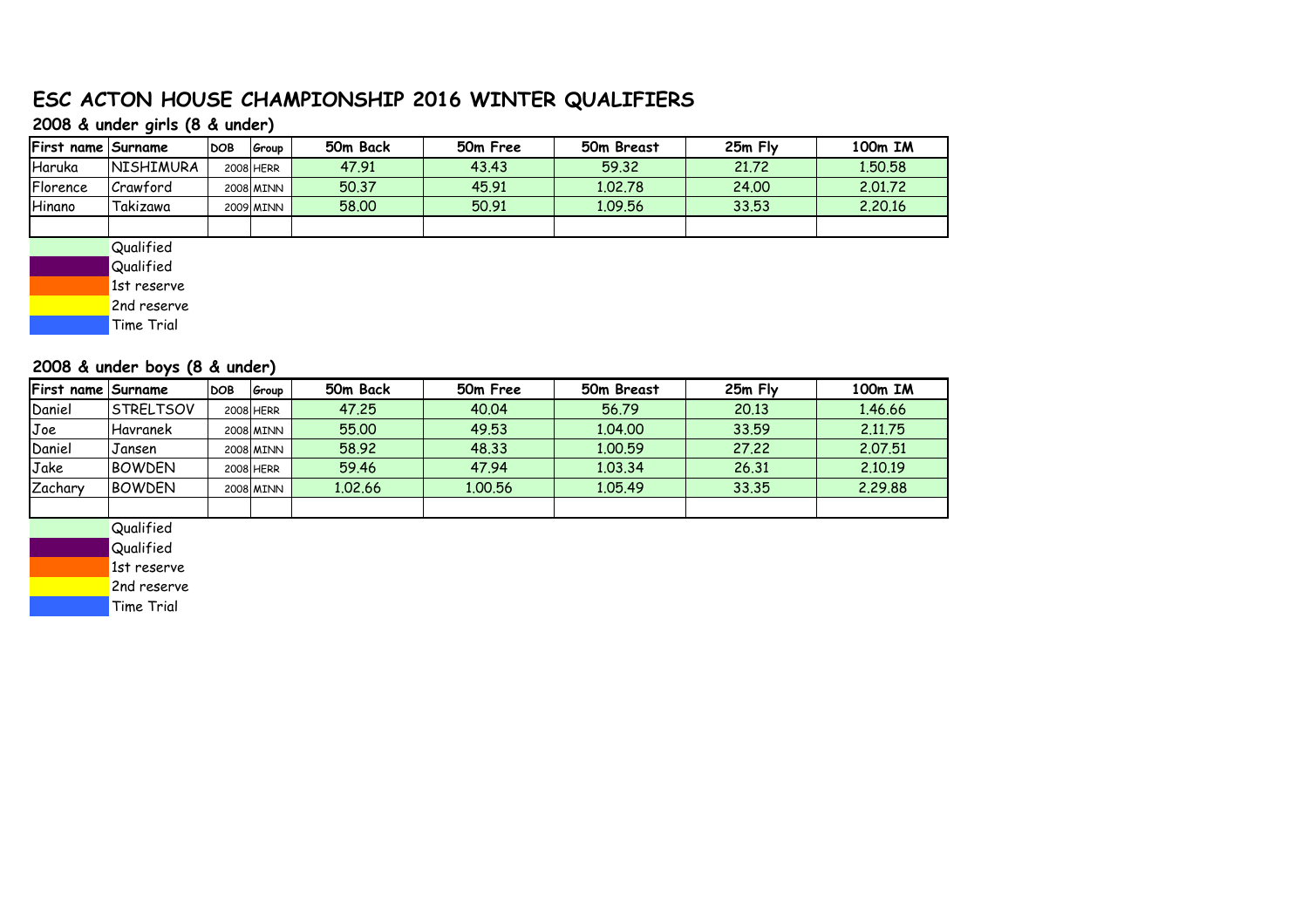# ESC ACTON HOUSE CHAMPIONSHIP 2016 WINTER QUALIFIERS

## 2008 & under girls (8 & under)

| First name | Surname | DOB | Group | 50m Back | 50m Free | 50m Breast | 25m Fly | 100m IM |
|---|---|---|---|---|---|---|---|---|
| Haruka | NISHIMURA | 2008 | HERR | 47.91 | 43.43 | 59.32 | 21.72 | 1.50.58 |
| Florence | Crawford | 2008 | MINN | 50.37 | 45.91 | 1.02.78 | 24.00 | 2.01.72 |
| Hinano | Takizawa | 2009 | MINN | 58.00 | 50.91 | 1.09.56 | 33.53 | 2.20.16 |
| | | | | | | | | |

- Qualified
- Qualified
- 1st reserve
- 2nd reserve
- Time Trial

## 2008 & under boys (8 & under)

| First name | Surname | DOB | Group | 50m Back | 50m Free | 50m Breast | 25m Fly | 100m IM |
|---|---|---|---|---|---|---|---|---|
| Daniel | STRELTSOV | 2008 | HERR | 47.25 | 40.04 | 56.79 | 20.13 | 1.46.66 |
| Joe | Havranek | 2008 | MINN | 55.00 | 49.53 | 1.04.00 | 33.59 | 2.11.75 |
| Daniel | Jansen | 2008 | MINN | 58.92 | 48.33 | 1.00.59 | 27.22 | 2.07.51 |
| Jake | BOWDEN | 2008 | HERR | 59.46 | 47.94 | 1.03.34 | 26.31 | 2.10.19 |
| Zachary | BOWDEN | 2008 | MINN | 1.02.66 | 1.00.56 | 1.05.49 | 33.35 | 2.29.88 |
| | | | | | | | | |

- Qualified
- Qualified
- 1st reserve
- 2nd reserve
- Time Trial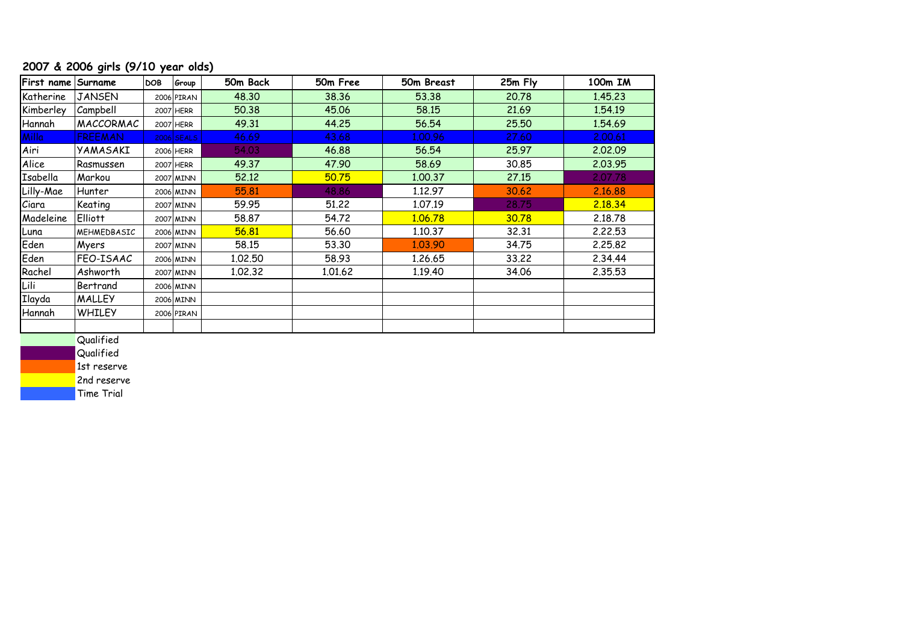## 2007 & 2006 girls (9/10 year olds)

| First name | Surname | DOB | Group | 50m Back | 50m Free | 50m Breast | 25m Fly | 100m IM |
|---|---|---|---|---|---|---|---|---|
| Katherine | JANSEN | 2006 | PIRAN | 48.30 | 38.36 | 53.38 | 20.78 | 1.45.23 |
| Kimberley | Campbell | 2007 | HERR | 50.38 | 45.06 | 58.15 | 21.69 | 1.54.19 |
| Hannah | MACCORMAC | 2007 | HERR | 49.31 | 44.25 | 56.54 | 25.50 | 1.54.69 |
| Milla | FREEMAN | 2006 | SEALS | 46.69 | 43.68 | 1.00.96 | 27.60 | 2.00.61 |
| Airi | YAMASAKI | 2006 | HERR | 54.03 | 46.88 | 56.54 | 25.97 | 2.02.09 |
| Alice | Rasmussen | 2007 | HERR | 49.37 | 47.90 | 58.69 | 30.85 | 2.03.95 |
| Isabella | Markou | 2007 | MINN | 52.12 | 50.75 | 1.00.37 | 27.15 | 2.07.78 |
| Lilly-Mae | Hunter | 2006 | MINN | 55.81 | 48.86 | 1.12.97 | 30.62 | 2.16.88 |
| Ciara | Keating | 2007 | MINN | 59.95 | 51.22 | 1.07.19 | 28.75 | 2.18.34 |
| Madeleine | Elliott | 2007 | MINN | 58.87 | 54.72 | 1.06.78 | 30.78 | 2.18.78 |
| Luna | MEHMEDBASIC | 2006 | MINN | 56.81 | 56.60 | 1.10.37 | 32.31 | 2.22.53 |
| Eden | Myers | 2007 | MINN | 58.15 | 53.30 | 1.03.90 | 34.75 | 2.25.82 |
| Eden | FEO-ISAAC | 2006 | MINN | 1.02.50 | 58.93 | 1.26.65 | 33.22 | 2.34.44 |
| Rachel | Ashworth | 2007 | MINN | 1.02.32 | 1.01.62 | 1.19.40 | 34.06 | 2.35.53 |
| Lili | Bertrand | 2006 | MINN | | | | | |
| Ilayda | MALLEY | 2006 | MINN | | | | | |
| Hannah | WHILEY | 2006 | PIRAN | | | | | |

Key:
- Qualified (light green)
- Qualified (purple)
- 1st reserve (orange)
- 2nd reserve (yellow)
- Time Trial (blue)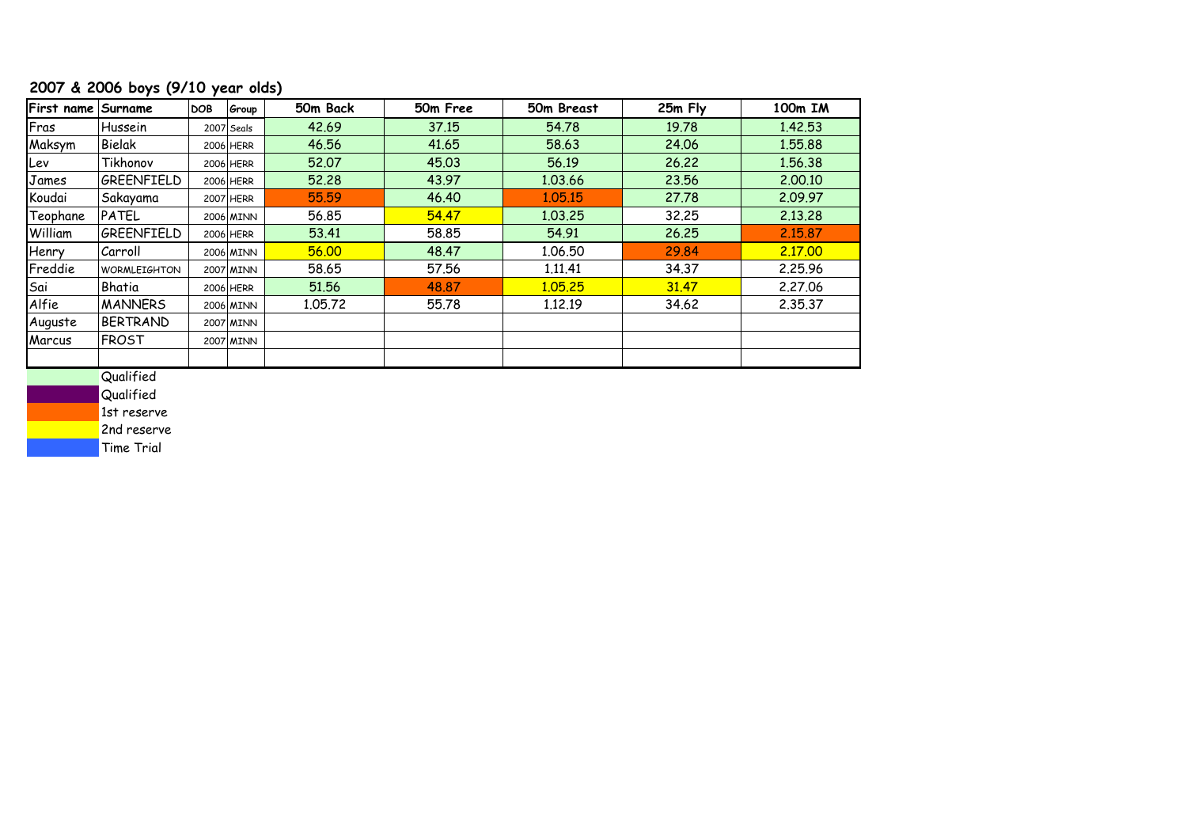## 2007 & 2006 boys (9/10 year olds)

| First name | Surname | DOB | Group | 50m Back | 50m Free | 50m Breast | 25m Fly | 100m IM |
|---|---|---|---|---|---|---|---|---|
| Fras | Hussein | 2007 | Seals | 42.69 | 37.15 | 54.78 | 19.78 | 1.42.53 |
| Maksym | Bielak | 2006 | HERR | 46.56 | 41.65 | 58.63 | 24.06 | 1.55.88 |
| Lev | Tikhonov | 2006 | HERR | 52.07 | 45.03 | 56.19 | 26.22 | 1.56.38 |
| James | GREENFIELD | 2006 | HERR | 52.28 | 43.97 | 1.03.66 | 23.56 | 2.00.10 |
| Koudai | Sakayama | 2007 | HERR | 55.59 | 46.40 | 1.05.15 | 27.78 | 2.09.97 |
| Teophane | PATEL | 2006 | MINN | 56.85 | 54.47 | 1.03.25 | 32.25 | 2.13.28 |
| William | GREENFIELD | 2006 | HERR | 53.41 | 58.85 | 54.91 | 26.25 | 2.15.87 |
| Henry | Carroll | 2006 | MINN | 56.00 | 48.47 | 1.06.50 | 29.84 | 2.17.00 |
| Freddie | WORMLEIGHTON | 2007 | MINN | 58.65 | 57.56 | 1.11.41 | 34.37 | 2.25.96 |
| Sai | Bhatia | 2006 | HERR | 51.56 | 48.87 | 1.05.25 | 31.47 | 2.27.06 |
| Alfie | MANNERS | 2006 | MINN | 1.05.72 | 55.78 | 1.12.19 | 34.62 | 2.35.37 |
| Auguste | BERTRAND | 2007 | MINN | | | | | |
| Marcus | FROST | 2007 | MINN | | | | | |

Qualified

Qualified

1st reserve

2nd reserve

Time Trial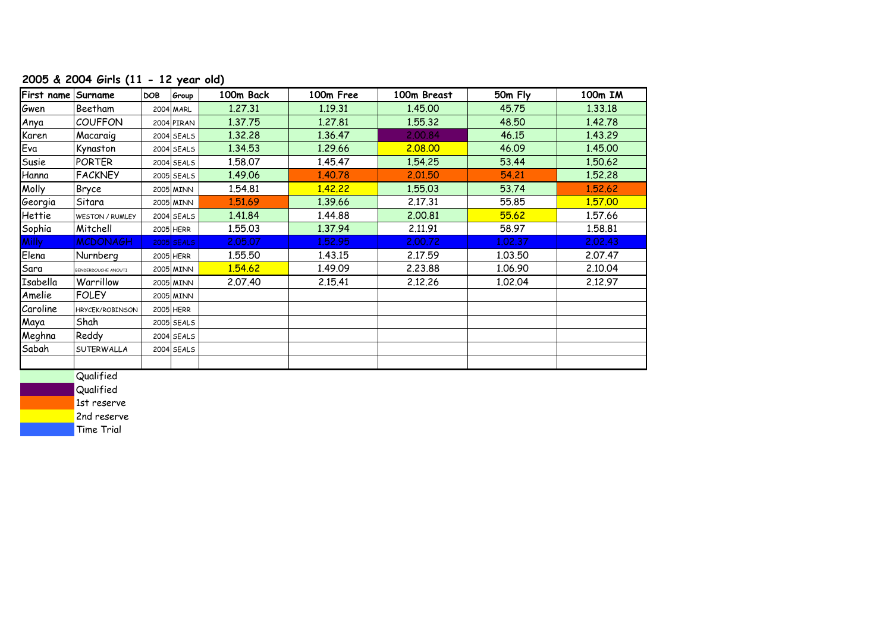## 2005 & 2004 Girls (11 - 12 year old)

| First name | Surname | DOB | Group | 100m Back | 100m Free | 100m Breast | 50m Fly | 100m IM |
|---|---|---|---|---|---|---|---|---|
| Gwen | Beetham | 2004 | MARL | 1.27.31 | 1.19.31 | 1.45.00 | 45.75 | 1.33.18 |
| Anya | COUFFON | 2004 | PIRAN | 1.37.75 | 1.27.81 | 1.55.32 | 48.50 | 1.42.78 |
| Karen | Macaraig | 2004 | SEALS | 1.32.28 | 1.36.47 | 2.00.84 | 46.15 | 1.43.29 |
| Eva | Kynaston | 2004 | SEALS | 1.34.53 | 1.29.66 | 2.08.00 | 46.09 | 1.45.00 |
| Susie | PORTER | 2004 | SEALS | 1.58.07 | 1.45.47 | 1.54.25 | 53.44 | 1.50.62 |
| Hanna | FACKNEY | 2005 | SEALS | 1.49.06 | 1.40.78 | 2.01.50 | 54.21 | 1.52.28 |
| Molly | Bryce | 2005 | MINN | 1.54.81 | 1.42.22 | 1.55.03 | 53.74 | 1.52.62 |
| Georgia | Sitara | 2005 | MINN | 1.51.69 | 1.39.66 | 2.17.31 | 55.85 | 1.57.00 |
| Hettie | WESTON / RUMLEY | 2004 | SEALS | 1.41.84 | 1.44.88 | 2.00.81 | 55.62 | 1.57.66 |
| Sophia | Mitchell | 2005 | HERR | 1.55.03 | 1.37.94 | 2.11.91 | 58.97 | 1.58.81 |
| Milly | MCDONAGH | 2005 | SEALS | 2.05.07 | 1.52.95 | 2.00.72 | 1.02.37 | 2.02.43 |
| Elena | Nurnberg | 2005 | HERR | 1.55.50 | 1.43.15 | 2.17.59 | 1.03.50 | 2.07.47 |
| Sara | BENDERDOUCHE ANOUTI | 2005 | MINN | 1.54.62 | 1.49.09 | 2.23.88 | 1.06.90 | 2.10.04 |
| Isabella | Warrillow | 2005 | MINN | 2.07.40 | 2.15.41 | 2.12.26 | 1.02.04 | 2.12.97 |
| Amelie | FOLEY | 2005 | MINN | | | | | |
| Caroline | HRYCEK/ROBINSON | 2005 | HERR | | | | | |
| Maya | Shah | 2005 | SEALS | | | | | |
| Meghna | Reddy | 2004 | SEALS | | | | | |
| Sabah | SUTERWALLA | 2004 | SEALS | | | | | |

Legend:
- Qualified (light green)
- Qualified (purple)
- 1st reserve (orange)
- 2nd reserve (yellow)
- Time Trial (blue)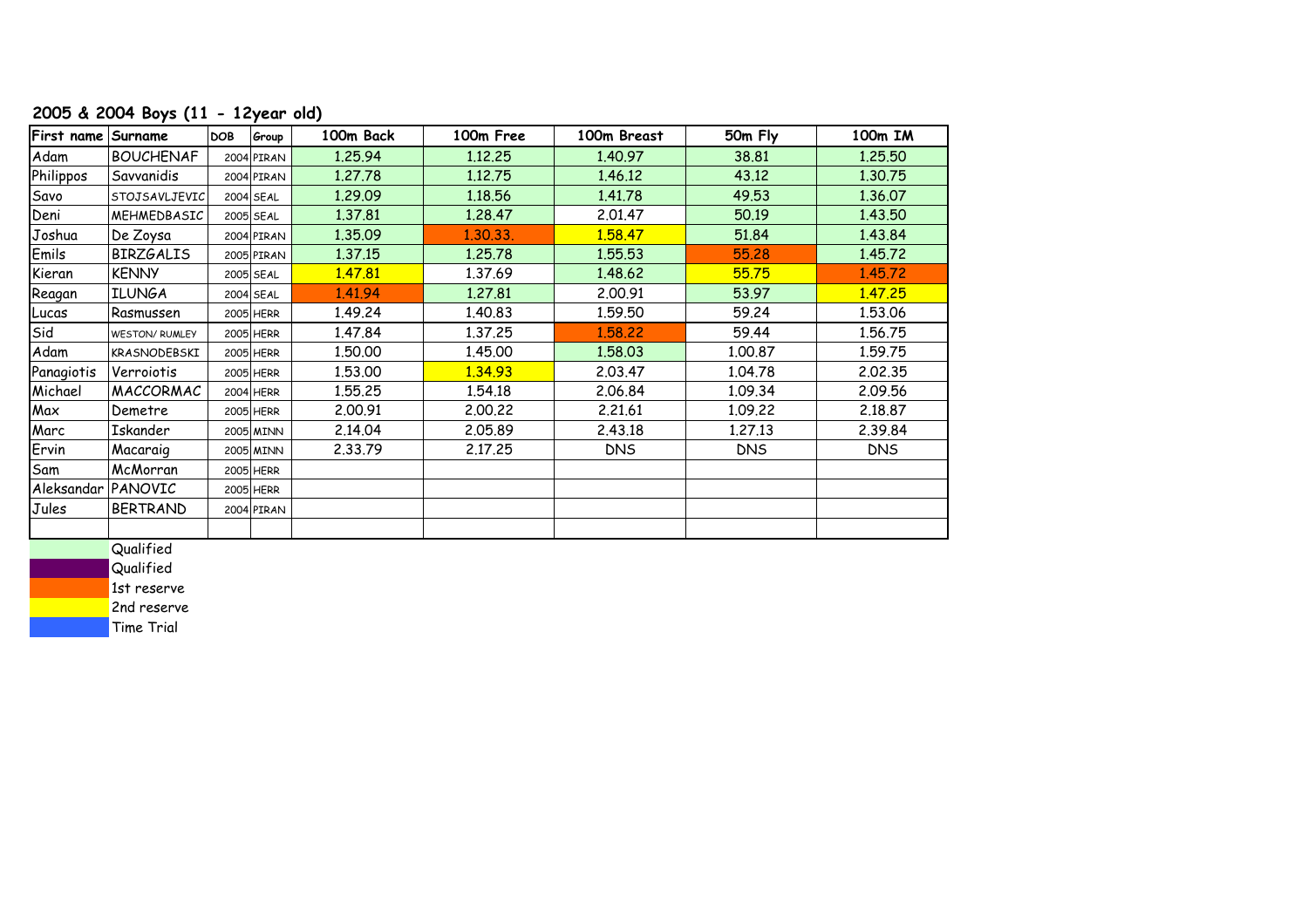## 2005 & 2004 Boys (11 - 12year old)

| First name | Surname | DOB | Group | 100m Back | 100m Free | 100m Breast | 50m Fly | 100m IM |
|---|---|---|---|---|---|---|---|---|
| Adam | BOUCHENAF | 2004 | PIRAN | 1.25.94 | 1.12.25 | 1.40.97 | 38.81 | 1.25.50 |
| Philippos | Savvanidis | 2004 | PIRAN | 1.27.78 | 1.12.75 | 1.46.12 | 43.12 | 1.30.75 |
| Savo | STOJSAVLJEVIC | 2004 | SEAL | 1.29.09 | 1.18.56 | 1.41.78 | 49.53 | 1.36.07 |
| Deni | MEHMEDBASIC | 2005 | SEAL | 1.37.81 | 1.28.47 | 2.01.47 | 50.19 | 1.43.50 |
| Joshua | De Zoysa | 2004 | PIRAN | 1.35.09 | 1.30.33. | 1.58.47 | 51.84 | 1.43.84 |
| Emils | BIRZGALIS | 2005 | PIRAN | 1.37.15 | 1.25.78 | 1.55.53 | 55.28 | 1.45.72 |
| Kieran | KENNY | 2005 | SEAL | 1.47.81 | 1.37.69 | 1.48.62 | 55.75 | 1.45.72 |
| Reagan | ILUNGA | 2004 | SEAL | 1.41.94 | 1.27.81 | 2.00.91 | 53.97 | 1.47.25 |
| Lucas | Rasmussen | 2005 | HERR | 1.49.24 | 1.40.83 | 1.59.50 | 59.24 | 1.53.06 |
| Sid | WESTON/ RUMLEY | 2005 | HERR | 1.47.84 | 1.37.25 | 1.58.22 | 59.44 | 1.56.75 |
| Adam | KRASNODEBSKI | 2005 | HERR | 1.50.00 | 1.45.00 | 1.58.03 | 1.00.87 | 1.59.75 |
| Panagiotis | Verroiotis | 2005 | HERR | 1.53.00 | 1.34.93 | 2.03.47 | 1.04.78 | 2.02.35 |
| Michael | MACCORMAC | 2004 | HERR | 1.55.25 | 1.54.18 | 2.06.84 | 1.09.34 | 2.09.56 |
| Max | Demetre | 2005 | HERR | 2.00.91 | 2.00.22 | 2.21.61 | 1.09.22 | 2.18.87 |
| Marc | Iskander | 2005 | MINN | 2.14.04 | 2.05.89 | 2.43.18 | 1.27.13 | 2.39.84 |
| Ervin | Macaraig | 2005 | MINN | 2.33.79 | 2.17.25 | DNS | DNS | DNS |
| Sam | McMorran | 2005 | HERR | | | | | |
| Aleksandar | PANOVIC | 2005 | HERR | | | | | |
| Jules | BERTRAND | 2004 | PIRAN | | | | | |
| | | | | | | | | |

Qualified

Qualified

1st reserve

2nd reserve

Time Trial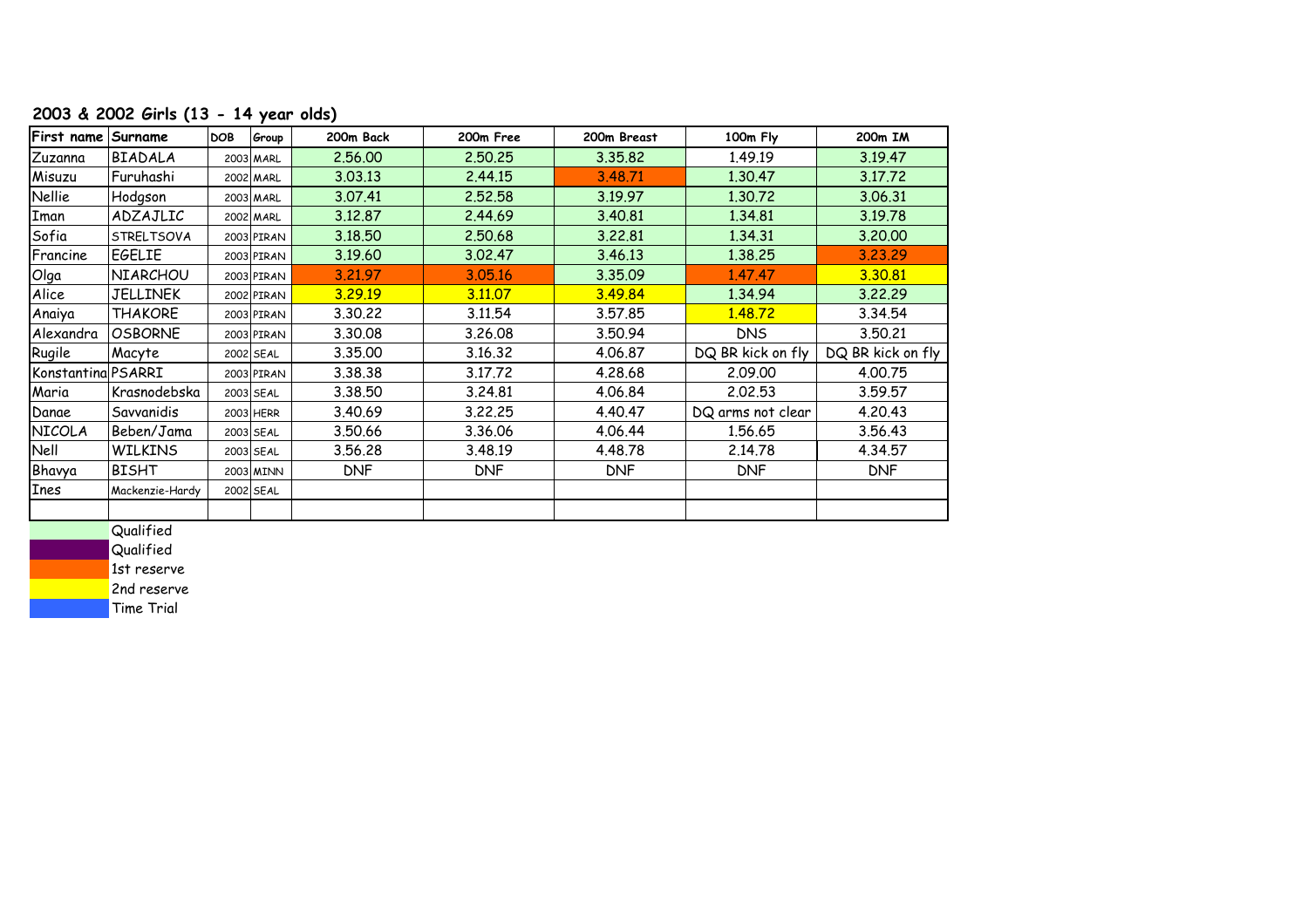## 2003 & 2002 Girls (13 - 14 year olds)

| First name | Surname | DOB | Group | 200m Back | 200m Free | 200m Breast | 100m Fly | 200m IM |
|---|---|---|---|---|---|---|---|---|
| Zuzanna | BIADALA | 2003 | MARL | 2.56.00 | 2.50.25 | 3.35.82 | 1.49.19 | 3.19.47 |
| Misuzu | Furuhashi | 2002 | MARL | 3.03.13 | 2.44.15 | 3.48.71 | 1.30.47 | 3.17.72 |
| Nellie | Hodgson | 2003 | MARL | 3.07.41 | 2.52.58 | 3.19.97 | 1.30.72 | 3.06.31 |
| Iman | ADZAJLIC | 2002 | MARL | 3.12.87 | 2.44.69 | 3.40.81 | 1.34.81 | 3.19.78 |
| Sofia | STRELTSOVA | 2003 | PIRAN | 3.18.50 | 2.50.68 | 3.22.81 | 1.34.31 | 3.20.00 |
| Francine | EGELIE | 2003 | PIRAN | 3.19.60 | 3.02.47 | 3.46.13 | 1.38.25 | 3.23.29 |
| Olga | NIARCHOU | 2003 | PIRAN | 3.21.97 | 3.05.16 | 3.35.09 | 1.47.47 | 3.30.81 |
| Alice | JELLINEK | 2002 | PIRAN | 3.29.19 | 3.11.07 | 3.49.84 | 1.34.94 | 3.22.29 |
| Anaiya | THAKORE | 2003 | PIRAN | 3.30.22 | 3.11.54 | 3.57.85 | 1.48.72 | 3.34.54 |
| Alexandra | OSBORNE | 2003 | PIRAN | 3.30.08 | 3.26.08 | 3.50.94 | DNS | 3.50.21 |
| Rugile | Macyte | 2002 | SEAL | 3.35.00 | 3.16.32 | 4.06.87 | DQ BR kick on fly | DQ BR kick on fly |
| Konstantina | PSARRI | 2003 | PIRAN | 3.38.38 | 3.17.72 | 4.28.68 | 2.09.00 | 4.00.75 |
| Maria | Krasnodebska | 2003 | SEAL | 3.38.50 | 3.24.81 | 4.06.84 | 2.02.53 | 3.59.57 |
| Danae | Savvanidis | 2003 | HERR | 3.40.69 | 3.22.25 | 4.40.47 | DQ arms not clear | 4.20.43 |
| NICOLA | Beben/Jama | 2003 | SEAL | 3.50.66 | 3.36.06 | 4.06.44 | 1.56.65 | 3.56.43 |
| Nell | WILKINS | 2003 | SEAL | 3.56.28 | 3.48.19 | 4.48.78 | 2.14.78 | 4.34.57 |
| Bhavya | BISHT | 2003 | MINN | DNF | DNF | DNF | DNF | DNF |
| Ines | Mackenzie-Hardy | 2002 | SEAL | | | | | |
| | | | | | | | | |

- Qualified
- Qualified
- 1st reserve
- 2nd reserve
- Time Trial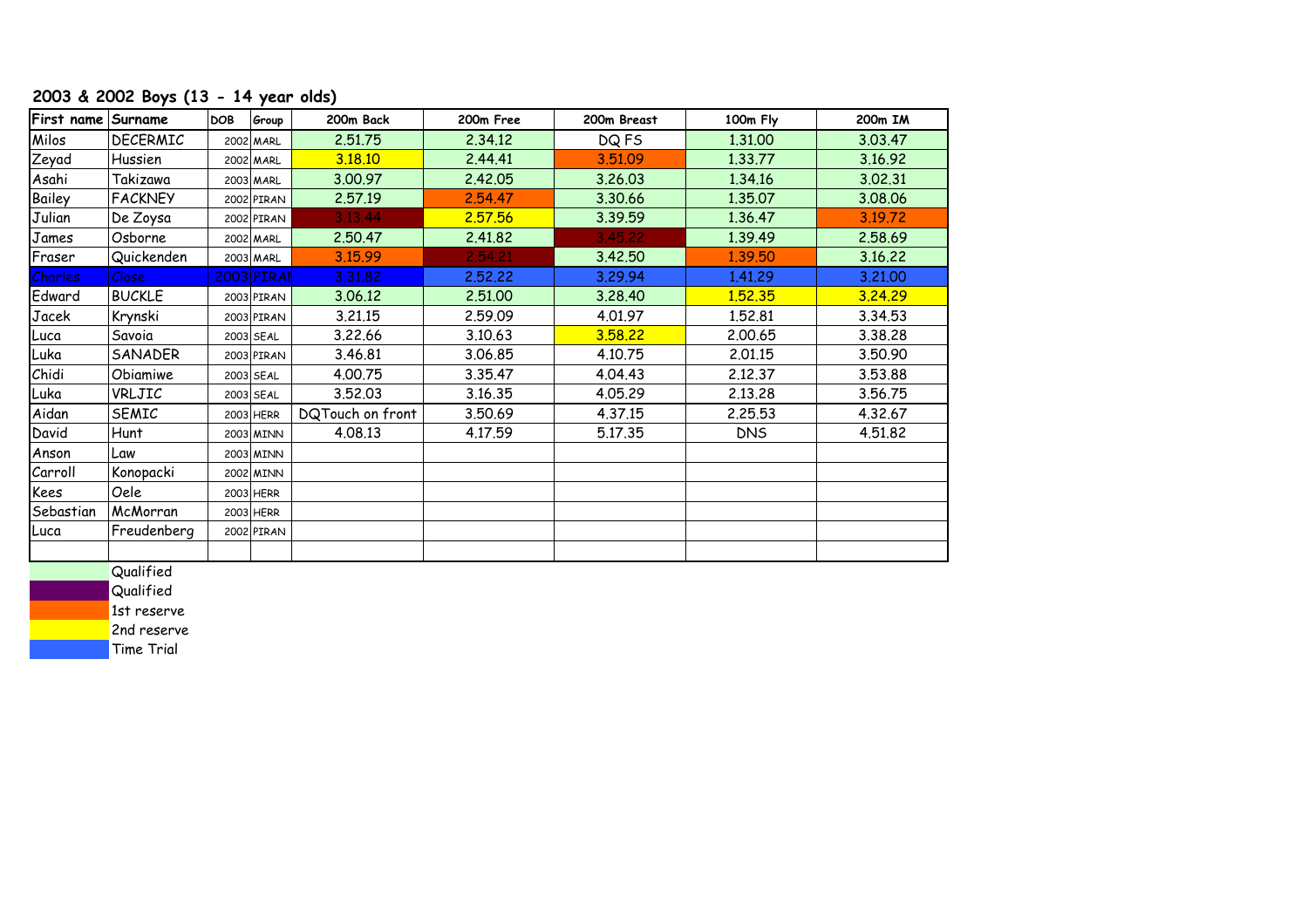## 2003 & 2002 Boys (13 - 14 year olds)

| First name | Surname | DOB | Group | 200m Back | 200m Free | 200m Breast | 100m Fly | 200m IM |
|---|---|---|---|---|---|---|---|---|
| Milos | DECERMIC | 2002 | MARL | 2.51.75 | 2.34.12 | DQ FS | 1.31.00 | 3.03.47 |
| Zeyad | Hussien | 2002 | MARL | 3.18.10 | 2.44.41 | 3.51.09 | 1.33.77 | 3.16.92 |
| Asahi | Takizawa | 2003 | MARL | 3.00.97 | 2.42.05 | 3.26.03 | 1.34.16 | 3.02.31 |
| Bailey | FACKNEY | 2002 | PIRAN | 2.57.19 | 2.54.47 | 3.30.66 | 1.35.07 | 3.08.06 |
| Julian | De Zoysa | 2002 | PIRAN | 3.13.44 | 2.57.56 | 3.39.59 | 1.36.47 | 3.19.72 |
| James | Osborne | 2002 | MARL | 2.50.47 | 2.41.82 | 3.45.22 | 1.39.49 | 2.58.69 |
| Fraser | Quickenden | 2003 | MARL | 3.15.99 | 2.54.21 | 3.42.50 | 1.39.50 | 3.16.22 |
| Charles | Close | 2003 | PIRAN | 3.31.82 | 2.52.22 | 3.29.94 | 1.41.29 | 3.21.00 |
| Edward | BUCKLE | 2003 | PIRAN | 3.06.12 | 2.51.00 | 3.28.40 | 1.52.35 | 3.24.29 |
| Jacek | Krynski | 2003 | PIRAN | 3.21.15 | 2.59.09 | 4.01.97 | 1.52.81 | 3.34.53 |
| Luca | Savoia | 2003 | SEAL | 3.22.66 | 3.10.63 | 3.58.22 | 2.00.65 | 3.38.28 |
| Luka | SANADER | 2003 | PIRAN | 3.46.81 | 3.06.85 | 4.10.75 | 2.01.15 | 3.50.90 |
| Chidi | Obiamiwe | 2003 | SEAL | 4.00.75 | 3.35.47 | 4.04.43 | 2.12.37 | 3.53.88 |
| Luka | VRLJIC | 2003 | SEAL | 3.52.03 | 3.16.35 | 4.05.29 | 2.13.28 | 3.56.75 |
| Aidan | SEMIC | 2003 | HERR | DQTouch on front | 3.50.69 | 4.37.15 | 2.25.53 | 4.32.67 |
| David | Hunt | 2003 | MINN | 4.08.13 | 4.17.59 | 5.17.35 | DNS | 4.51.82 |
| Anson | Law | 2003 | MINN | | | | | |
| Carroll | Konopacki | 2002 | MINN | | | | | |
| Kees | Oele | 2003 | HERR | | | | | |
| Sebastian | McMorran | 2003 | HERR | | | | | |
| Luca | Freudenberg | 2002 | PIRAN | | | | | |
| | | | | | | | | |

Qualified

Qualified

1st reserve

2nd reserve

Time Trial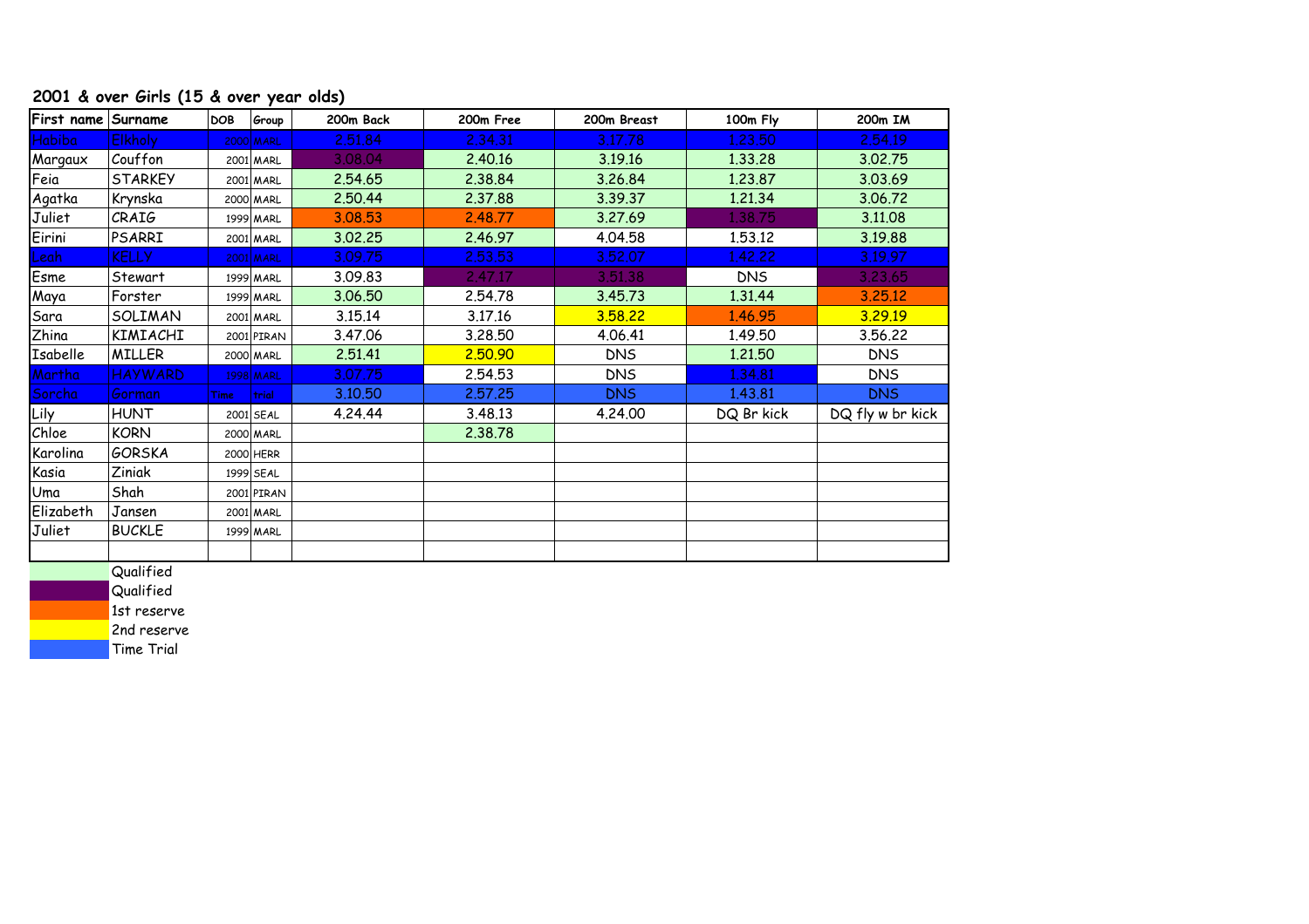## 2001 & over Girls (15 & over year olds)

| First name | Surname | DOB | Group | 200m Back | 200m Free | 200m Breast | 100m Fly | 200m IM |
|---|---|---|---|---|---|---|---|---|
| Habiba | Elkholy | 2000 | MARL | 2.51.84 | 2.34.31 | 3.17.78 | 1.23.50 | 2.54.19 |
| Margaux | Couffon | 2001 | MARL | 3.08.04 | 2.40.16 | 3.19.16 | 1.33.28 | 3.02.75 |
| Feia | STARKEY | 2001 | MARL | 2.54.65 | 2.38.84 | 3.26.84 | 1.23.87 | 3.03.69 |
| Agatka | Krynska | 2000 | MARL | 2.50.44 | 2.37.88 | 3.39.37 | 1.21.34 | 3.06.72 |
| Juliet | CRAIG | 1999 | MARL | 3.08.53 | 2.48.77 | 3.27.69 | 1.38.75 | 3.11.08 |
| Eirini | PSARRI | 2001 | MARL | 3.02.25 | 2.46.97 | 4.04.58 | 1.53.12 | 3.19.88 |
| Leah | KELLY | 2001 | MARL | 3.09.75 | 2.53.53 | 3.52.07 | 1.42.22 | 3.19.97 |
| Esme | Stewart | 1999 | MARL | 3.09.83 | 2.47.17 | 3.51.38 | DNS | 3.23.65 |
| Maya | Forster | 1999 | MARL | 3.06.50 | 2.54.78 | 3.45.73 | 1.31.44 | 3.25.12 |
| Sara | SOLIMAN | 2001 | MARL | 3.15.14 | 3.17.16 | 3.58.22 | 1.46.95 | 3.29.19 |
| Zhina | KIMIACHI | 2001 | PIRAN | 3.47.06 | 3.28.50 | 4.06.41 | 1.49.50 | 3.56.22 |
| Isabelle | MILLER | 2000 | MARL | 2.51.41 | 2.50.90 | DNS | 1.21.50 | DNS |
| Martha | HAYWARD | 1998 | MARL | 3.07.75 | 2.54.53 | DNS | 1.34.81 | DNS |
| Sorcha | Gorman | Time | trial | 3.10.50 | 2.57.25 | DNS | 1.43.81 | DNS |
| Lily | HUNT | 2001 | SEAL | 4.24.44 | 3.48.13 | 4.24.00 | DQ Br kick | DQ fly w br kick |
| Chloe | KORN | 2000 | MARL | | 2.38.78 | | | |
| Karolina | GORSKA | 2000 | HERR | | | | | |
| Kasia | Ziniak | 1999 | SEAL | | | | | |
| Uma | Shah | 2001 | PIRAN | | | | | |
| Elizabeth | Jansen | 2001 | MARL | | | | | |
| Juliet | BUCKLE | 1999 | MARL | | | | | |

Key:
- Qualified (light green)
- Qualified (purple)
- 1st reserve (orange)
- 2nd reserve (yellow)
- Time Trial (blue)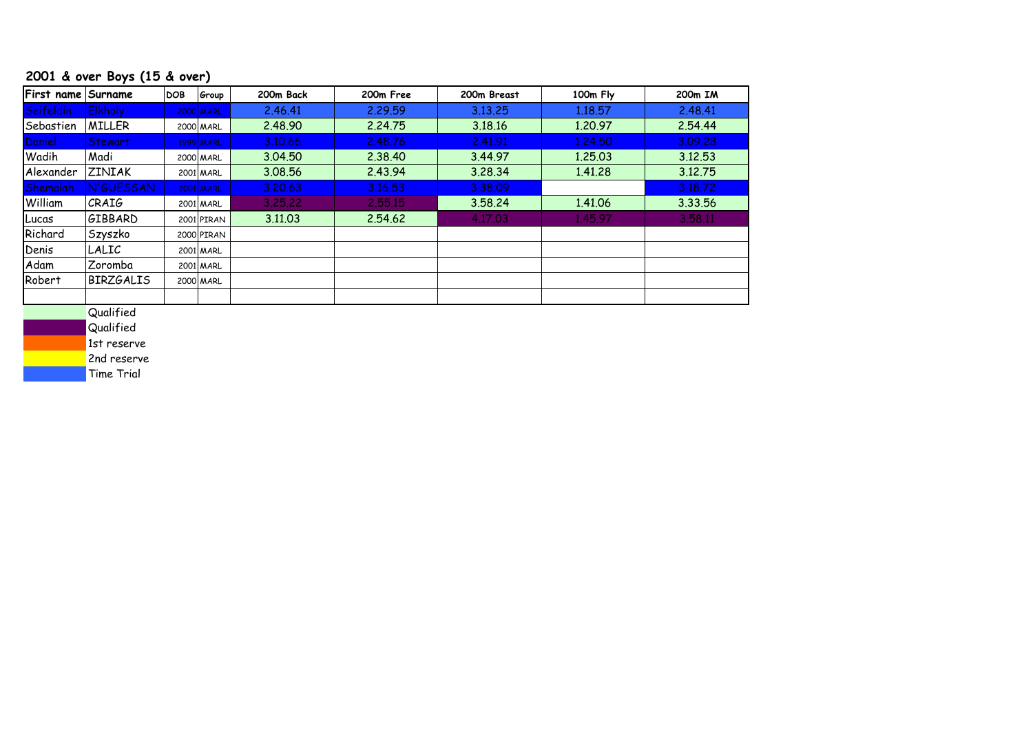**2001 & over Boys (15 & over)**

| First name | Surname | DOB | Group | 200m Back | 200m Free | 200m Breast | 100m Fly | 200m IM |
|---|---|---|---|---|---|---|---|---|
| Seifeldin | Elkholy | 2000 | MARL | 2.46.41 | 2.29.59 | 3.13.25 | 1.18.57 | 2.48.41 |
| Sebastien | MILLER | 2000 | MARL | 2.48.90 | 2.24.75 | 3.18.16 | 1.20.97 | 2.54.44 |
| Daniel | Stewart | 1999 | MARL | 3.10.66 | 2.48.76 | 2.41.91 | 1.24.50 | 3.09.28 |
| Wadih | Madi | 2000 | MARL | 3.04.50 | 2.38.40 | 3.44.97 | 1.25.03 | 3.12.53 |
| Alexander | ZINIAK | 2001 | MARL | 3.08.56 | 2.43.94 | 3.28.34 | 1.41.28 | 3.12.75 |
| Shemaiah | N'GUESSAN | 2001 | MARL | 3.20.63 | 3.16.53 | 3.38.09 | | 3.18.72 |
| William | CRAIG | 2001 | MARL | 3.25.22 | 2.55.15 | 3.58.24 | 1.41.06 | 3.33.56 |
| Lucas | GIBBARD | 2001 | PIRAN | 3.11.03 | 2.54.62 | 4.17.03 | 1.45.97 | 3.58.11 |
| Richard | Szyszko | 2000 | PIRAN | | | | | |
| Denis | LALIC | 2001 | MARL | | | | | |
| Adam | Zoromba | 2001 | MARL | | | | | |
| Robert | BIRZGALIS | 2000 | MARL | | | | | |
| | | | | | | | | |

Qualified

Qualified

1st reserve

2nd reserve

Time Trial